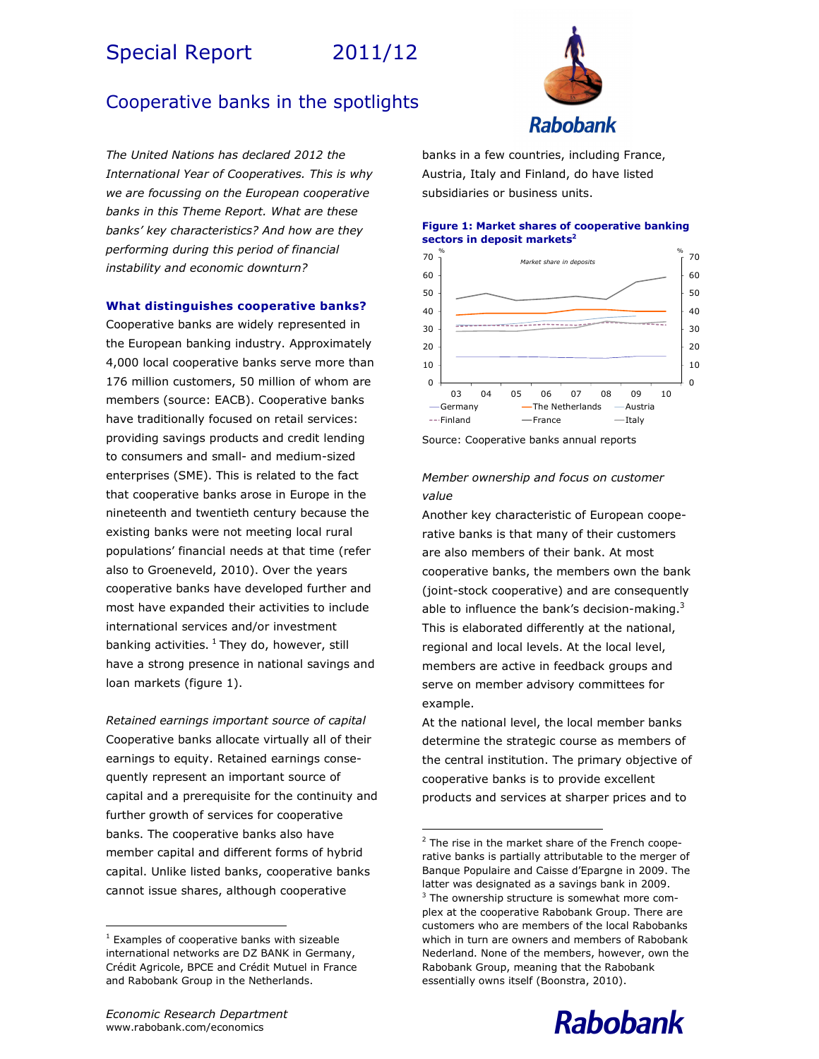# Special Report 2011/12

## Cooperative banks in the spotlights

*The United Nations has declared 2012 the International Year of Cooperatives. This is why we are focussing on the European cooperative banks in this Theme Report. What are these banks' key characteristics? And how are they performing during this period of financial instability and economic downturn?*

### What distinguishes cooperative banks?

Cooperative banks are widely represented in the European banking industry. Approximately 4,000 local cooperative banks serve more than 176 million customers, 50 million of whom are members (source: EACB). Cooperative banks have traditionally focused on retail services: providing savings products and credit lending to consumers and small- and medium-sized enterprises (SME). This is related to the fact that cooperative banks arose in Europe in the nineteenth and twentieth century because the existing banks were not meeting local rural populations' financial needs at that time (refer also to Groeneveld, 2010). Over the years cooperative banks have developed further and most have expanded their activities to include international services and/or investment banking activities. [1] They do, however, still have a strong presence in national savings and loan markets (figure 1).

*Retained earnings important source of capital*

Cooperative banks allocate virtually all of their earnings to equity. Retained earnings consequently represent an important source of capital and a prerequisite for the continuity and further growth of services for cooperative banks. The cooperative banks also have member capital and different forms of hybrid capital. Unlike listed banks, cooperative banks cannot issue shares, although cooperative banks in a few countries, including France, Austria, Italy and Finland, do have listed subsidiaries or business units.

**Figure 1: Market shares of cooperative banking sectors in deposit markets[2]**

Source: Cooperative banks annual reports

*Member ownership and focus on customer value*

Another key characteristic of European cooperative banks is that many of their customers are also members of their bank. At most cooperative banks, the members own the bank (joint-stock cooperative) and are consequently able to influence the bank's decision-making.[3] This is elaborated differently at the national, regional and local levels. At the local level, members are active in feedback groups and serve on member advisory committees for example.

At the national level, the local member banks determine the strategic course as members of the central institution. The primary objective of cooperative banks is to provide excellent products and services at sharper prices and to

---

[1] Examples of cooperative banks with sizeable international networks are DZ BANK in Germany, Crédit Agricole, BPCE and Crédit Mutuel in France and Rabobank Group in the Netherlands.

[2] The rise in the market share of the French cooperative banks is partially attributable to the merger of Banque Populaire and Caisse d'Epargne in 2009. The latter was designated as a savings bank in 2009.

[3] The ownership structure is somewhat more complex at the cooperative Rabobank Group. There are customers who are members of the local Rabobanks which in turn are owners and members of Rabobank Nederland. None of the members, however, own the Rabobank Group, meaning that the Rabobank essentially owns itself (Boonstra, 2010).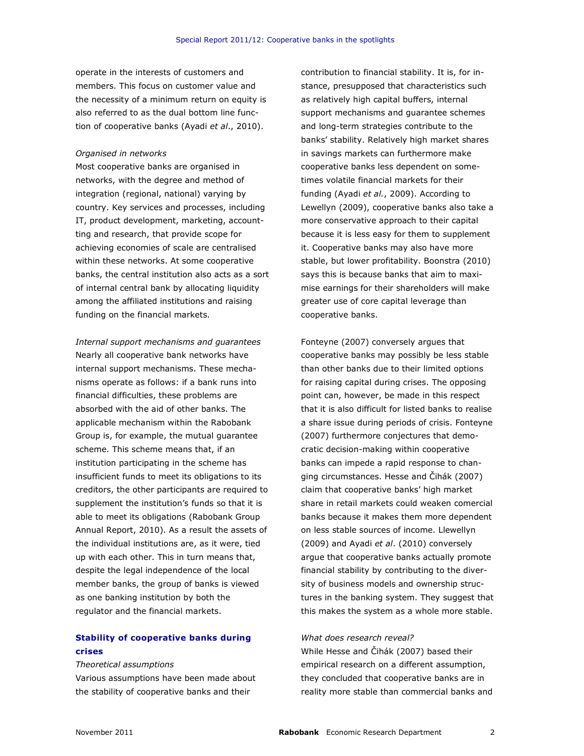operate in the interests of customers and members. This focus on customer value and the necessity of a minimum return on equity is also referred to as the dual bottom line function of cooperative banks (Ayadi *et al*., 2010).

*Organised in networks*

Most cooperative banks are organised in networks, with the degree and method of integration (regional, national) varying by country. Key services and processes, including IT, product development, marketing, accounting and research, that provide scope for achieving economies of scale are centralised within these networks. At some cooperative banks, the central institution also acts as a sort of internal central bank by allocating liquidity among the affiliated institutions and raising funding on the financial markets.

*Internal support mechanisms and guarantees*

Nearly all cooperative bank networks have internal support mechanisms. These mechanisms operate as follows: if a bank runs into financial difficulties, these problems are absorbed with the aid of other banks. The applicable mechanism within the Rabobank Group is, for example, the mutual guarantee scheme. This scheme means that, if an institution participating in the scheme has insufficient funds to meet its obligations to its creditors, the other participants are required to supplement the institution's funds so that it is able to meet its obligations (Rabobank Group Annual Report, 2010). As a result the assets of the individual institutions are, as it were, tied up with each other. This in turn means that, despite the legal independence of the local member banks, the group of banks is viewed as one banking institution by both the regulator and the financial markets.

## Stability of cooperative banks during crises

*Theoretical assumptions*

Various assumptions have been made about the stability of cooperative banks and their contribution to financial stability. It is, for instance, presupposed that characteristics such as relatively high capital buffers, internal support mechanisms and guarantee schemes and long-term strategies contribute to the banks' stability. Relatively high market shares in savings markets can furthermore make cooperative banks less dependent on sometimes volatile financial markets for their funding (Ayadi *et al.*, 2009). According to Lewellyn (2009), cooperative banks also take a more conservative approach to their capital because it is less easy for them to supplement it. Cooperative banks may also have more stable, but lower profitability. Boonstra (2010) says this is because banks that aim to maximise earnings for their shareholders will make greater use of core capital leverage than cooperative banks.

Fonteyne (2007) conversely argues that cooperative banks may possibly be less stable than other banks due to their limited options for raising capital during crises. The opposing point can, however, be made in this respect that it is also difficult for listed banks to realise a share issue during periods of crisis. Fonteyne (2007) furthermore conjectures that democratic decision-making within cooperative banks can impede a rapid response to changing circumstances. Hesse and Čihák (2007) claim that cooperative banks' high market share in retail markets could weaken comercial banks because it makes them more dependent on less stable sources of income. Llewellyn (2009) and Ayadi *et al*. (2010) conversely argue that cooperative banks actually promote financial stability by contributing to the diversity of business models and ownership structures in the banking system. They suggest that this makes the system as a whole more stable.

*What does research reveal?*

While Hesse and Čihák (2007) based their empirical research on a different assumption, they concluded that cooperative banks are in reality more stable than commercial banks and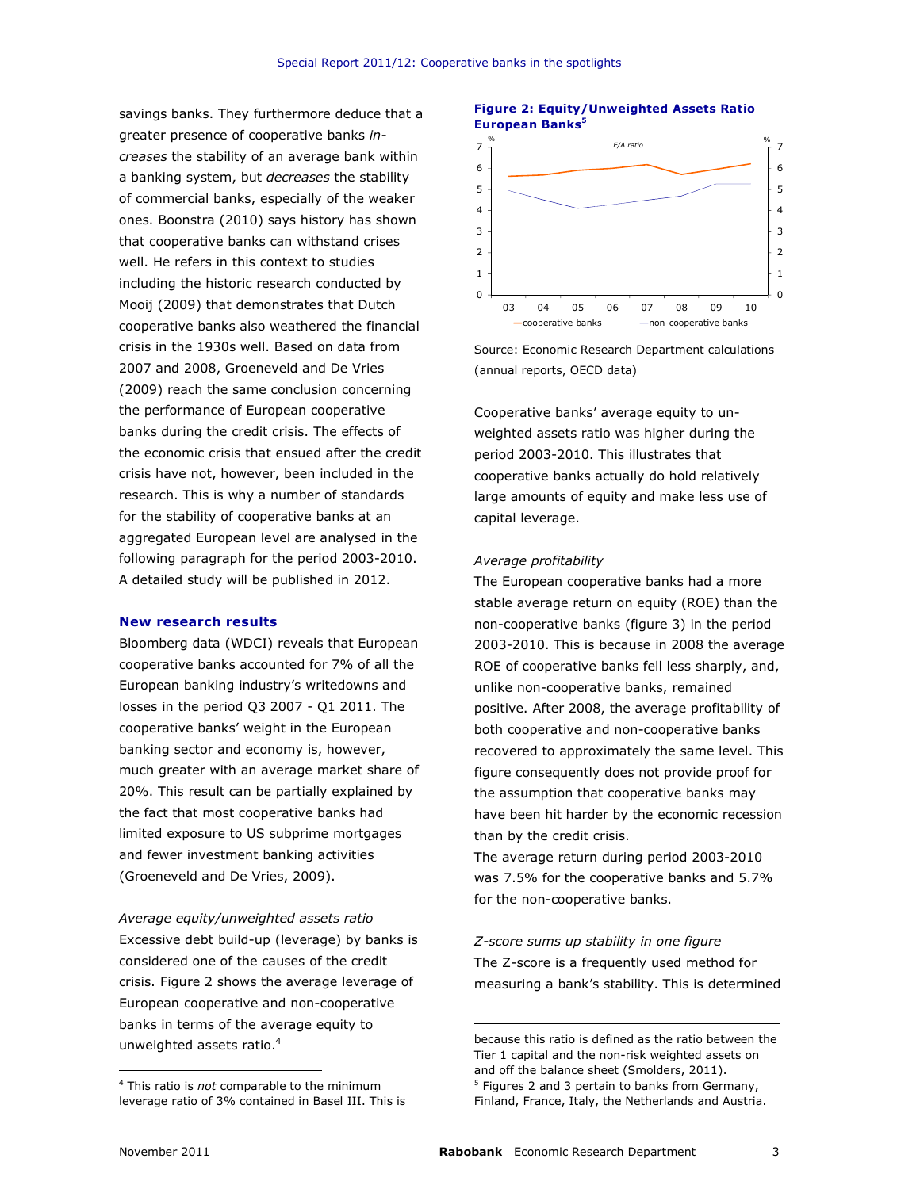savings banks. They furthermore deduce that a greater presence of cooperative banks *increases* the stability of an average bank within a banking system, but *decreases* the stability of commercial banks, especially of the weaker ones. Boonstra (2010) says history has shown that cooperative banks can withstand crises well. He refers in this context to studies including the historic research conducted by Mooij (2009) that demonstrates that Dutch cooperative banks also weathered the financial crisis in the 1930s well. Based on data from 2007 and 2008, Groeneveld and De Vries (2009) reach the same conclusion concerning the performance of European cooperative banks during the credit crisis. The effects of the economic crisis that ensued after the credit crisis have not, however, been included in the research. This is why a number of standards for the stability of cooperative banks at an aggregated European level are analysed in the following paragraph for the period 2003-2010. A detailed study will be published in 2012.

## New research results

Bloomberg data (WDCI) reveals that European cooperative banks accounted for 7% of all the European banking industry's writedowns and losses in the period Q3 2007 - Q1 2011. The cooperative banks' weight in the European banking sector and economy is, however, much greater with an average market share of 20%. This result can be partially explained by the fact that most cooperative banks had limited exposure to US subprime mortgages and fewer investment banking activities (Groeneveld and De Vries, 2009).

*Average equity/unweighted assets ratio*

Excessive debt build-up (leverage) by banks is considered one of the causes of the credit crisis. Figure 2 shows the average leverage of European cooperative and non-cooperative banks in terms of the average equity to unweighted assets ratio.[4]

**Figure 2: Equity/Unweighted Assets Ratio European Banks[5]**

Source: Economic Research Department calculations (annual reports, OECD data)

Cooperative banks' average equity to unweighted assets ratio was higher during the period 2003-2010. This illustrates that cooperative banks actually do hold relatively large amounts of equity and make less use of capital leverage.

*Average profitability*

The European cooperative banks had a more stable average return on equity (ROE) than the non-cooperative banks (figure 3) in the period 2003-2010. This is because in 2008 the average ROE of cooperative banks fell less sharply, and, unlike non-cooperative banks, remained positive. After 2008, the average profitability of both cooperative and non-cooperative banks recovered to approximately the same level. This figure consequently does not provide proof for the assumption that cooperative banks may have been hit harder by the economic recession than by the credit crisis.

The average return during period 2003-2010 was 7.5% for the cooperative banks and 5.7% for the non-cooperative banks.

*Z-score sums up stability in one figure*

The Z-score is a frequently used method for measuring a bank's stability. This is determined

---

[4] This ratio is *not* comparable to the minimum leverage ratio of 3% contained in Basel III. This is because this ratio is defined as the ratio between the Tier 1 capital and the non-risk weighted assets on and off the balance sheet (Smolders, 2011).

[5] Figures 2 and 3 pertain to banks from Germany, Finland, France, Italy, the Netherlands and Austria.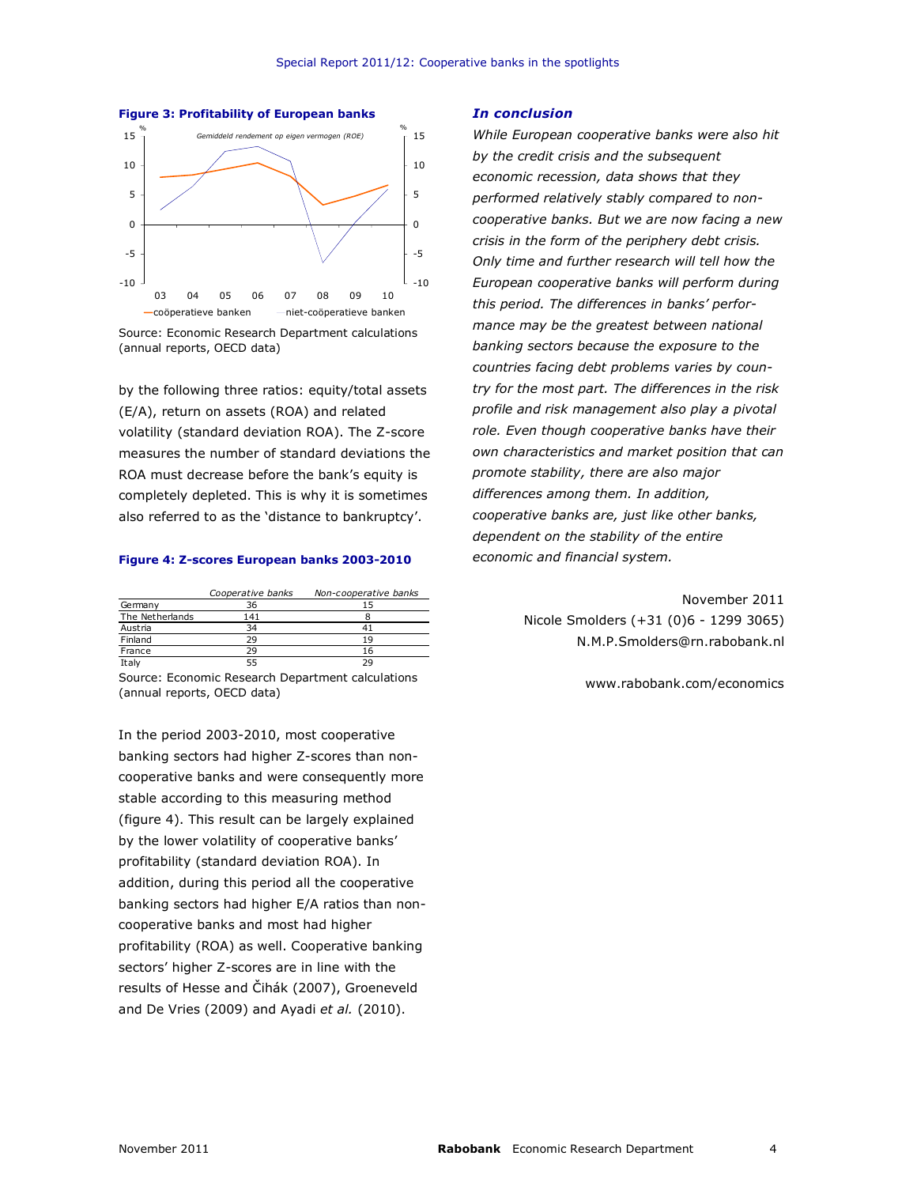**Figure 3: Profitability of European banks**

Source: Economic Research Department calculations (annual reports, OECD data)

by the following three ratios: equity/total assets (E/A), return on assets (ROA) and related volatility (standard deviation ROA). The Z-score measures the number of standard deviations the ROA must decrease before the bank's equity is completely depleted. This is why it is sometimes also referred to as the 'distance to bankruptcy'.

**Figure 4: Z-scores European banks 2003-2010**

| | *Cooperative banks* | *Non-cooperative banks* |
|---|---|---|
| Germany | 36 | 15 |
| The Netherlands | 141 | 8 |
| Austria | 34 | 41 |
| Finland | 29 | 19 |
| France | 29 | 16 |
| Italy | 55 | 29 |

Source: Economic Research Department calculations (annual reports, OECD data)

In the period 2003-2010, most cooperative banking sectors had higher Z-scores than non-cooperative banks and were consequently more stable according to this measuring method (figure 4). This result can be largely explained by the lower volatility of cooperative banks' profitability (standard deviation ROA). In addition, during this period all the cooperative banking sectors had higher E/A ratios than non-cooperative banks and most had higher profitability (ROA) as well. Cooperative banking sectors' higher Z-scores are in line with the results of Hesse and Čihák (2007), Groeneveld and De Vries (2009) and Ayadi *et al.* (2010).

### *In conclusion*

*While European cooperative banks were also hit by the credit crisis and the subsequent economic recession, data shows that they performed relatively stably compared to non-cooperative banks. But we are now facing a new crisis in the form of the periphery debt crisis. Only time and further research will tell how the European cooperative banks will perform during this period. The differences in banks' performance may be the greatest between national banking sectors because the exposure to the countries facing debt problems varies by country for the most part. The differences in the risk profile and risk management also play a pivotal role. Even though cooperative banks have their own characteristics and market position that can promote stability, there are also major differences among them. In addition, cooperative banks are, just like other banks, dependent on the stability of the entire economic and financial system.*

November 2011
Nicole Smolders (+31 (0)6 - 1299 3065)
N.M.P.Smolders@rn.rabobank.nl

www.rabobank.com/economics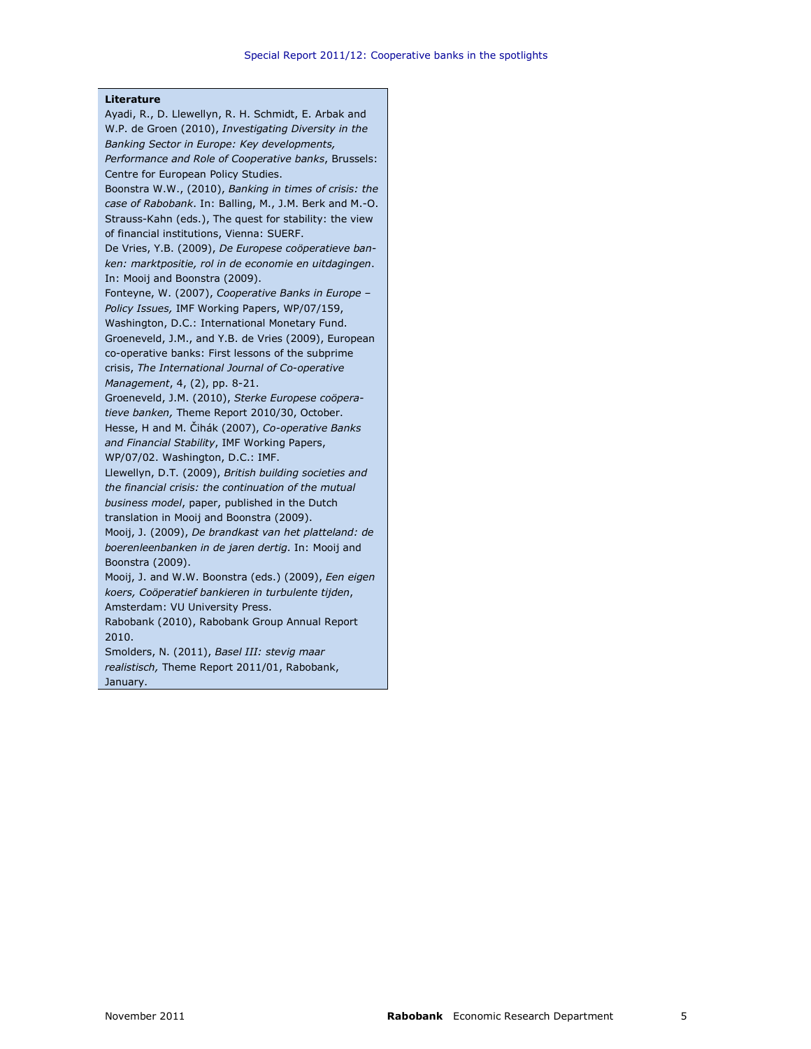**Literature**

Ayadi, R., D. Llewellyn, R. H. Schmidt, E. Arbak and W.P. de Groen (2010), *Investigating Diversity in the Banking Sector in Europe: Key developments, Performance and Role of Cooperative banks*, Brussels: Centre for European Policy Studies.

Boonstra W.W., (2010), *Banking in times of crisis: the case of Rabobank*. In: Balling, M., J.M. Berk and M.-O. Strauss-Kahn (eds.), The quest for stability: the view of financial institutions, Vienna: SUERF.

De Vries, Y.B. (2009), *De Europese coöperatieve banken: marktpositie, rol in de economie en uitdagingen*. In: Mooij and Boonstra (2009).

Fonteyne, W. (2007), *Cooperative Banks in Europe – Policy Issues,* IMF Working Papers, WP/07/159, Washington, D.C.: International Monetary Fund.

Groeneveld, J.M., and Y.B. de Vries (2009), European co-operative banks: First lessons of the subprime crisis, *The International Journal of Co-operative Management*, 4, (2), pp. 8-21.

Groeneveld, J.M. (2010), *Sterke Europese coöperatieve banken,* Theme Report 2010/30, October.

Hesse, H and M. Čihák (2007), *Co-operative Banks and Financial Stability*, IMF Working Papers, WP/07/02. Washington, D.C.: IMF.

Llewellyn, D.T. (2009), *British building societies and the financial crisis: the continuation of the mutual business model*, paper, published in the Dutch translation in Mooij and Boonstra (2009).

Mooij, J. (2009), *De brandkast van het platteland: de boerenleenbanken in de jaren dertig*. In: Mooij and Boonstra (2009).

Mooij, J. and W.W. Boonstra (eds.) (2009), *Een eigen koers, Coöperatief bankieren in turbulente tijden*, Amsterdam: VU University Press.

Rabobank (2010), Rabobank Group Annual Report 2010.

Smolders, N. (2011), *Basel III: stevig maar realistisch,* Theme Report 2011/01, Rabobank, January.